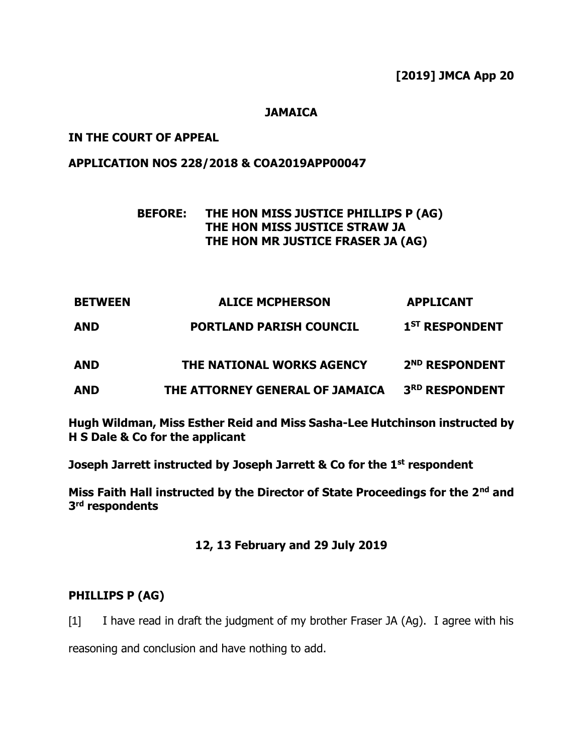**[2019] JMCA App 20**

**JAMAICA**

**IN THE COURT OF APPEAL**

**APPLICATION NOS 228/2018 & COA2019APP00047**

**BEFORE: THE HON MISS JUSTICE PHILLIPS P (AG)**
**THE HON MISS JUSTICE STRAW JA**
**THE HON MR JUSTICE FRASER JA (AG)**

| | | |
|---|---|---|
| **BETWEEN** | **ALICE MCPHERSON** | **APPLICANT** |
| **AND** | **PORTLAND PARISH COUNCIL** | **1ST RESPONDENT** |
| **AND** | **THE NATIONAL WORKS AGENCY** | **2ND RESPONDENT** |
| **AND** | **THE ATTORNEY GENERAL OF JAMAICA** | **3RD RESPONDENT** |

**Hugh Wildman, Miss Esther Reid and Miss Sasha-Lee Hutchinson instructed by H S Dale & Co for the applicant**

**Joseph Jarrett instructed by Joseph Jarrett & Co for the 1st respondent**

**Miss Faith Hall instructed by the Director of State Proceedings for the 2nd and 3rd respondents**

**12, 13 February and 29 July 2019**

**PHILLIPS P (AG)**

[1] I have read in draft the judgment of my brother Fraser JA (Ag). I agree with his reasoning and conclusion and have nothing to add.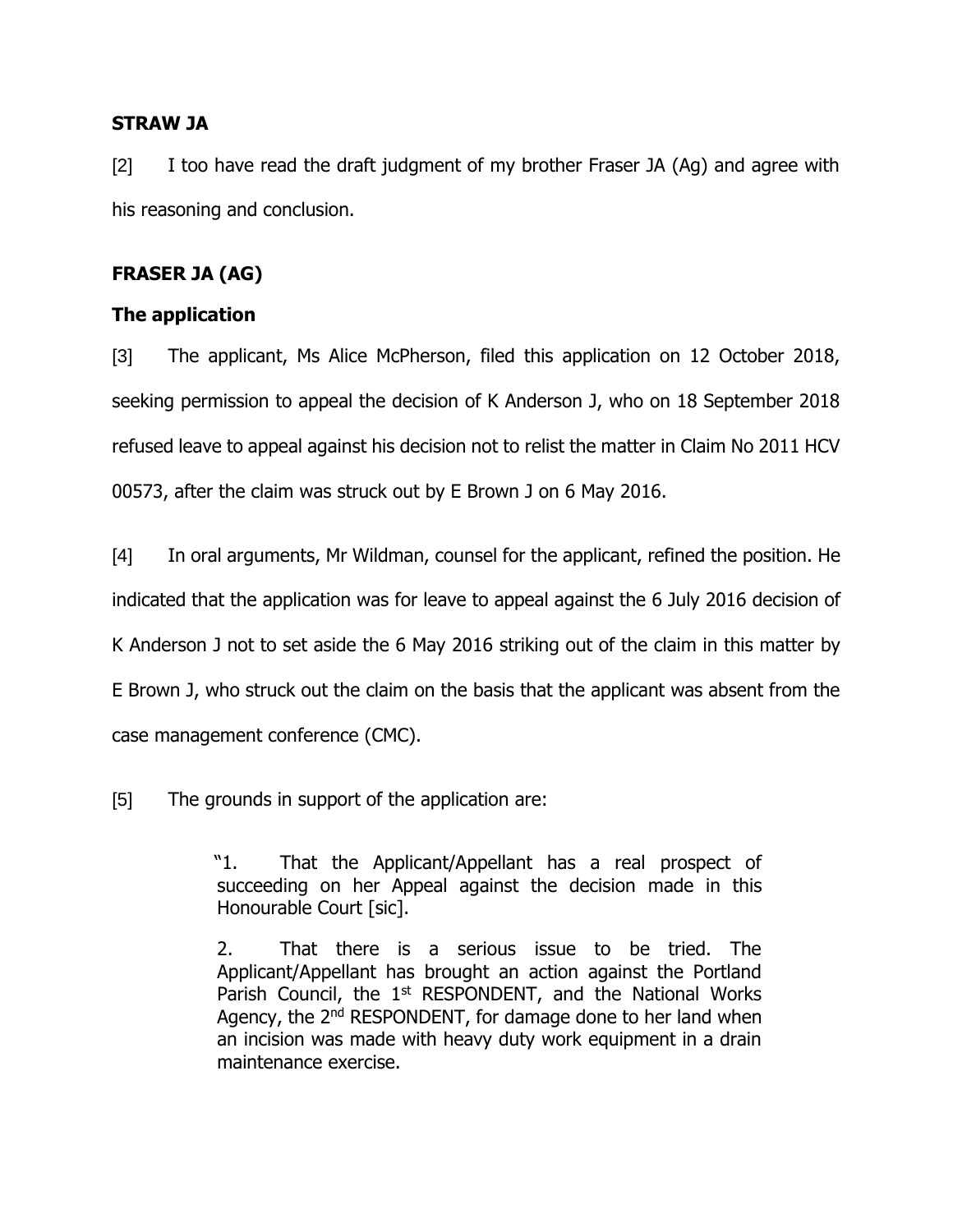**STRAW JA**

[2] I too have read the draft judgment of my brother Fraser JA (Ag) and agree with his reasoning and conclusion.

**FRASER JA (AG)**

**The application**

[3] The applicant, Ms Alice McPherson, filed this application on 12 October 2018, seeking permission to appeal the decision of K Anderson J, who on 18 September 2018 refused leave to appeal against his decision not to relist the matter in Claim No 2011 HCV 00573, after the claim was struck out by E Brown J on 6 May 2016.

[4] In oral arguments, Mr Wildman, counsel for the applicant, refined the position. He indicated that the application was for leave to appeal against the 6 July 2016 decision of K Anderson J not to set aside the 6 May 2016 striking out of the claim in this matter by E Brown J, who struck out the claim on the basis that the applicant was absent from the case management conference (CMC).

[5] The grounds in support of the application are:

> "1. That the Applicant/Appellant has a real prospect of succeeding on her Appeal against the decision made in this Honourable Court [sic].
>
> 2. That there is a serious issue to be tried. The Applicant/Appellant has brought an action against the Portland Parish Council, the 1st RESPONDENT, and the National Works Agency, the 2nd RESPONDENT, for damage done to her land when an incision was made with heavy duty work equipment in a drain maintenance exercise.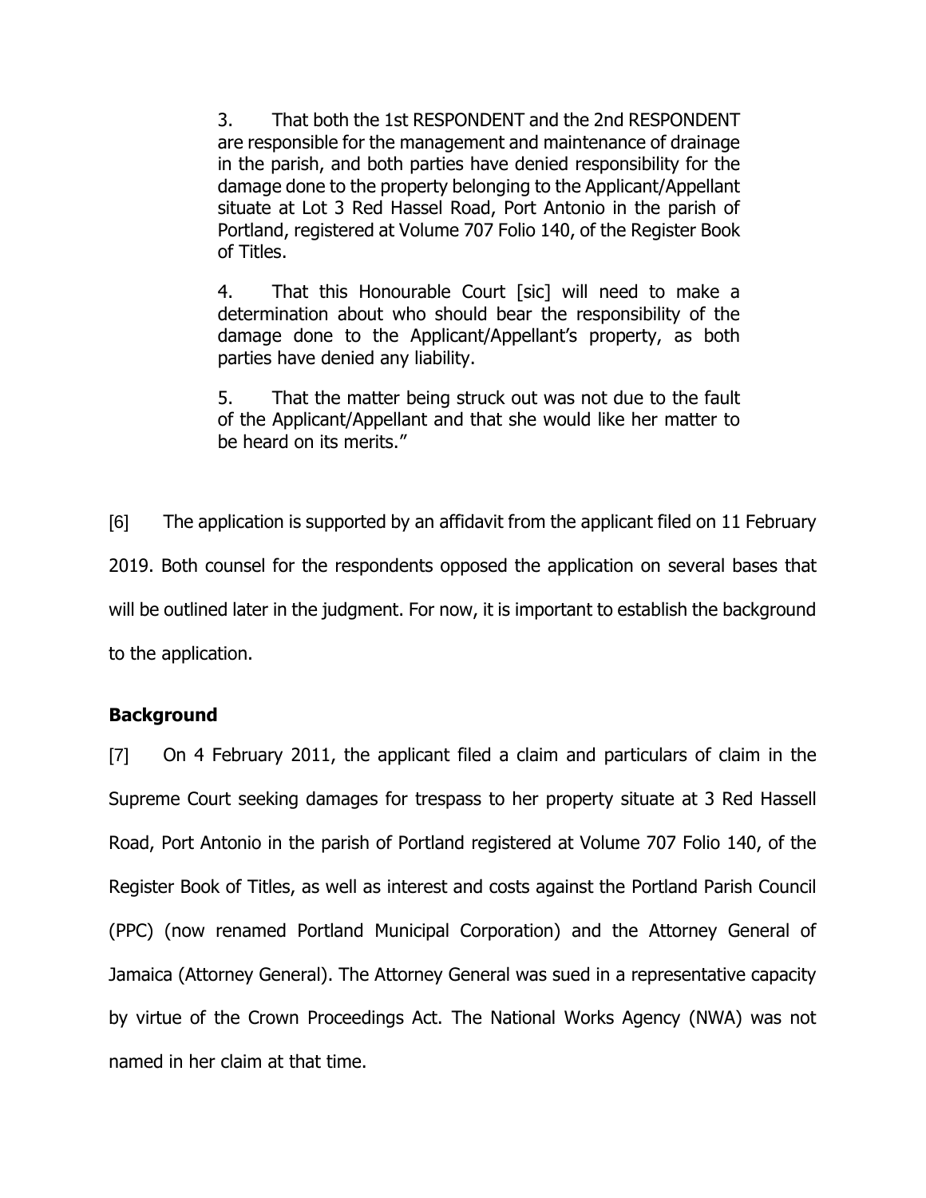> 3. That both the 1st RESPONDENT and the 2nd RESPONDENT are responsible for the management and maintenance of drainage in the parish, and both parties have denied responsibility for the damage done to the property belonging to the Applicant/Appellant situate at Lot 3 Red Hassel Road, Port Antonio in the parish of Portland, registered at Volume 707 Folio 140, of the Register Book of Titles.
>
> 4. That this Honourable Court [sic] will need to make a determination about who should bear the responsibility of the damage done to the Applicant/Appellant's property, as both parties have denied any liability.
>
> 5. That the matter being struck out was not due to the fault of the Applicant/Appellant and that she would like her matter to be heard on its merits."

[6] The application is supported by an affidavit from the applicant filed on 11 February 2019. Both counsel for the respondents opposed the application on several bases that will be outlined later in the judgment. For now, it is important to establish the background to the application.

**Background**

[7] On 4 February 2011, the applicant filed a claim and particulars of claim in the Supreme Court seeking damages for trespass to her property situate at 3 Red Hassell Road, Port Antonio in the parish of Portland registered at Volume 707 Folio 140, of the Register Book of Titles, as well as interest and costs against the Portland Parish Council (PPC) (now renamed Portland Municipal Corporation) and the Attorney General of Jamaica (Attorney General). The Attorney General was sued in a representative capacity by virtue of the Crown Proceedings Act. The National Works Agency (NWA) was not named in her claim at that time.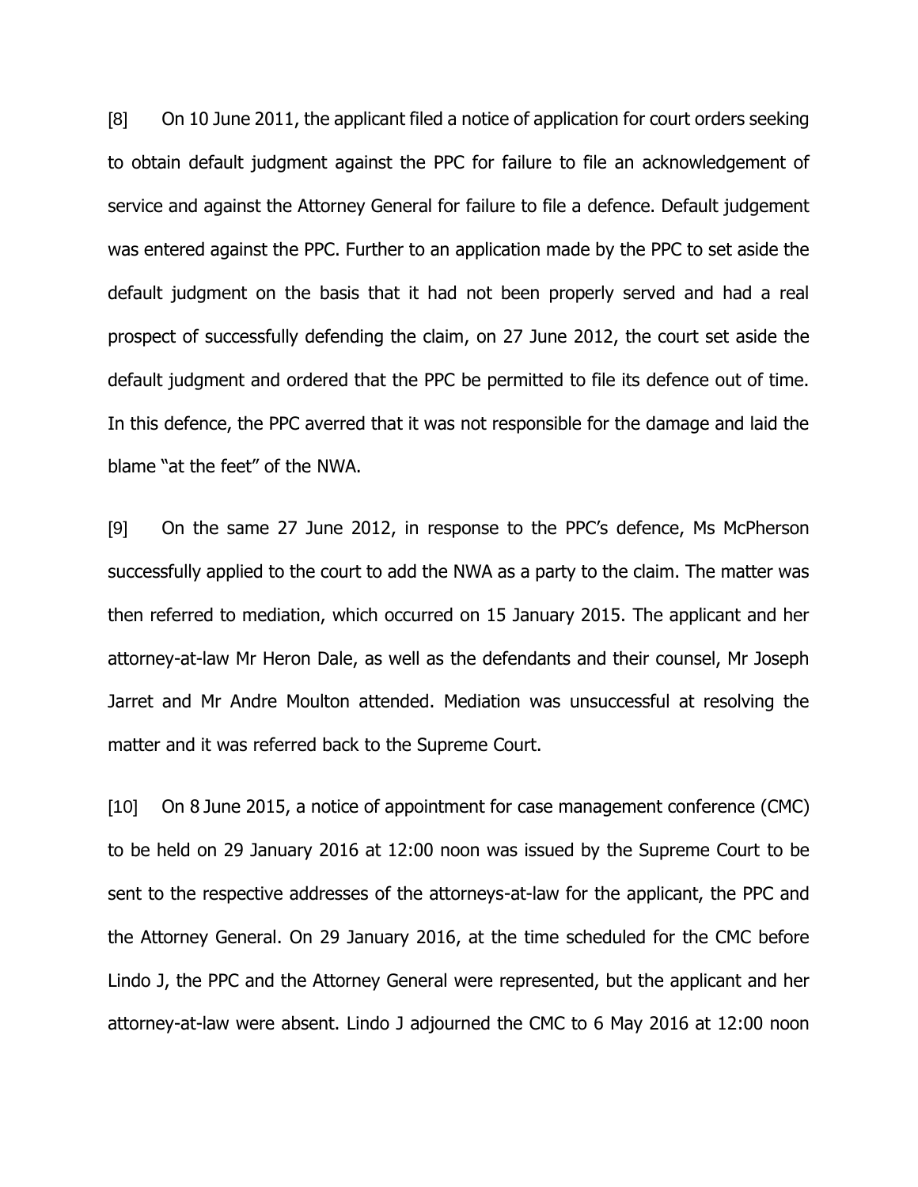[8] On 10 June 2011, the applicant filed a notice of application for court orders seeking to obtain default judgment against the PPC for failure to file an acknowledgement of service and against the Attorney General for failure to file a defence. Default judgement was entered against the PPC. Further to an application made by the PPC to set aside the default judgment on the basis that it had not been properly served and had a real prospect of successfully defending the claim, on 27 June 2012, the court set aside the default judgment and ordered that the PPC be permitted to file its defence out of time. In this defence, the PPC averred that it was not responsible for the damage and laid the blame "at the feet" of the NWA.

[9] On the same 27 June 2012, in response to the PPC's defence, Ms McPherson successfully applied to the court to add the NWA as a party to the claim. The matter was then referred to mediation, which occurred on 15 January 2015. The applicant and her attorney-at-law Mr Heron Dale, as well as the defendants and their counsel, Mr Joseph Jarret and Mr Andre Moulton attended. Mediation was unsuccessful at resolving the matter and it was referred back to the Supreme Court.

[10] On 8 June 2015, a notice of appointment for case management conference (CMC) to be held on 29 January 2016 at 12:00 noon was issued by the Supreme Court to be sent to the respective addresses of the attorneys-at-law for the applicant, the PPC and the Attorney General. On 29 January 2016, at the time scheduled for the CMC before Lindo J, the PPC and the Attorney General were represented, but the applicant and her attorney-at-law were absent. Lindo J adjourned the CMC to 6 May 2016 at 12:00 noon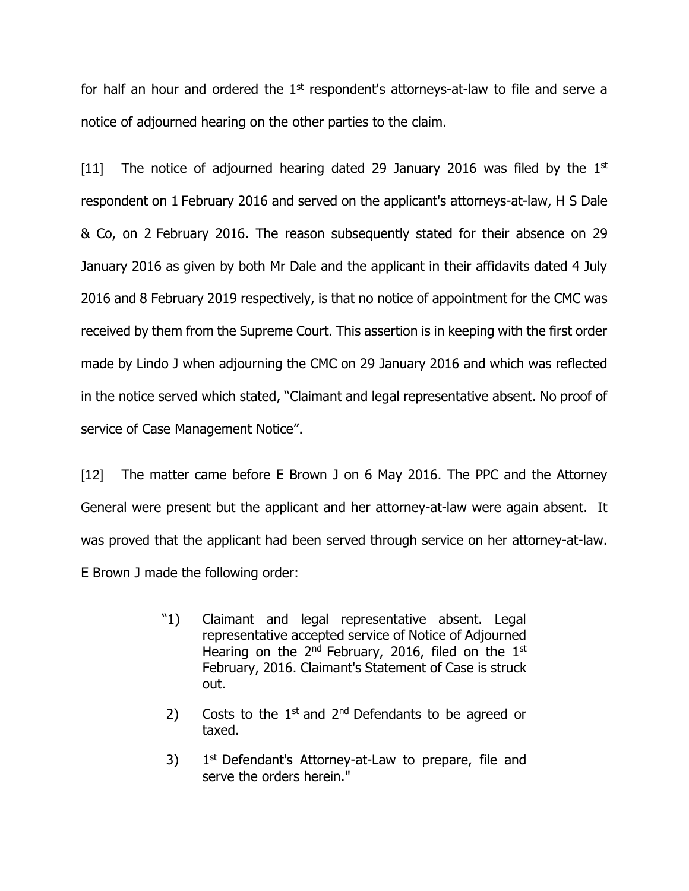for half an hour and ordered the 1st respondent's attorneys-at-law to file and serve a notice of adjourned hearing on the other parties to the claim.

[11] The notice of adjourned hearing dated 29 January 2016 was filed by the 1st respondent on 1 February 2016 and served on the applicant's attorneys-at-law, H S Dale & Co, on 2 February 2016. The reason subsequently stated for their absence on 29 January 2016 as given by both Mr Dale and the applicant in their affidavits dated 4 July 2016 and 8 February 2019 respectively, is that no notice of appointment for the CMC was received by them from the Supreme Court. This assertion is in keeping with the first order made by Lindo J when adjourning the CMC on 29 January 2016 and which was reflected in the notice served which stated, "Claimant and legal representative absent. No proof of service of Case Management Notice".

[12] The matter came before E Brown J on 6 May 2016. The PPC and the Attorney General were present but the applicant and her attorney-at-law were again absent. It was proved that the applicant had been served through service on her attorney-at-law. E Brown J made the following order:

> "1) Claimant and legal representative absent. Legal representative accepted service of Notice of Adjourned Hearing on the 2nd February, 2016, filed on the 1st February, 2016. Claimant's Statement of Case is struck out.
>
> 2) Costs to the 1st and 2nd Defendants to be agreed or taxed.
>
> 3) 1st Defendant's Attorney-at-Law to prepare, file and serve the orders herein."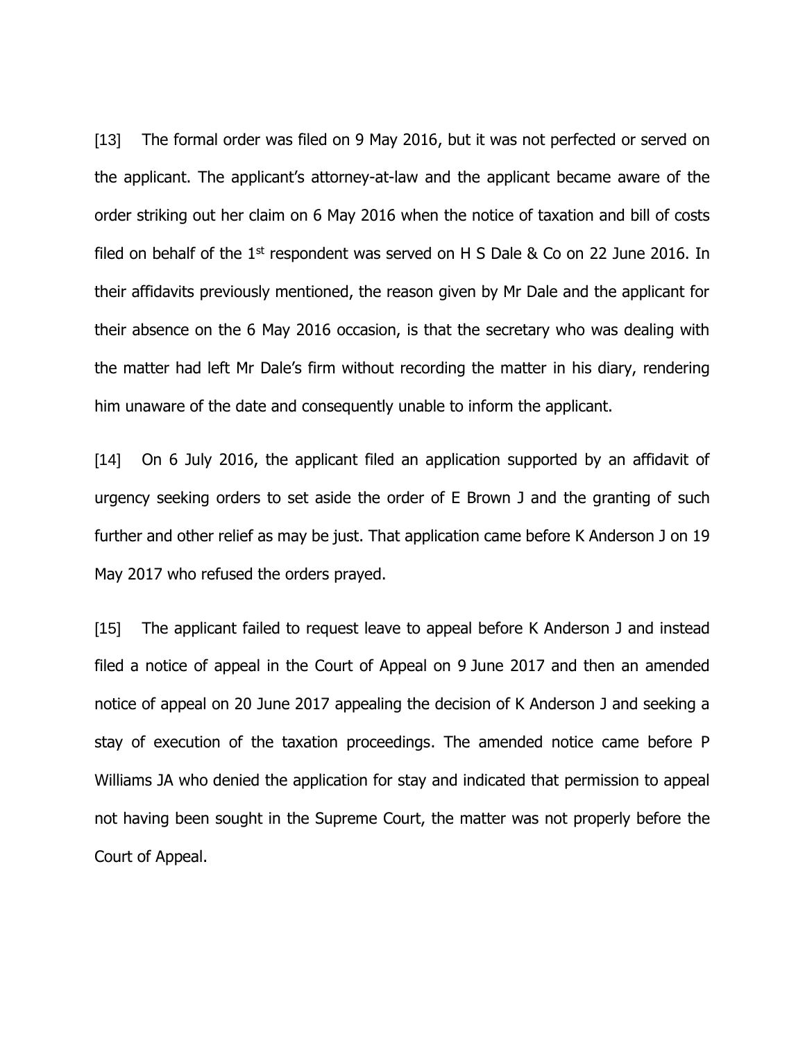[13] The formal order was filed on 9 May 2016, but it was not perfected or served on the applicant. The applicant's attorney-at-law and the applicant became aware of the order striking out her claim on 6 May 2016 when the notice of taxation and bill of costs filed on behalf of the 1st respondent was served on H S Dale & Co on 22 June 2016. In their affidavits previously mentioned, the reason given by Mr Dale and the applicant for their absence on the 6 May 2016 occasion, is that the secretary who was dealing with the matter had left Mr Dale's firm without recording the matter in his diary, rendering him unaware of the date and consequently unable to inform the applicant.

[14] On 6 July 2016, the applicant filed an application supported by an affidavit of urgency seeking orders to set aside the order of E Brown J and the granting of such further and other relief as may be just. That application came before K Anderson J on 19 May 2017 who refused the orders prayed.

[15] The applicant failed to request leave to appeal before K Anderson J and instead filed a notice of appeal in the Court of Appeal on 9 June 2017 and then an amended notice of appeal on 20 June 2017 appealing the decision of K Anderson J and seeking a stay of execution of the taxation proceedings. The amended notice came before P Williams JA who denied the application for stay and indicated that permission to appeal not having been sought in the Supreme Court, the matter was not properly before the Court of Appeal.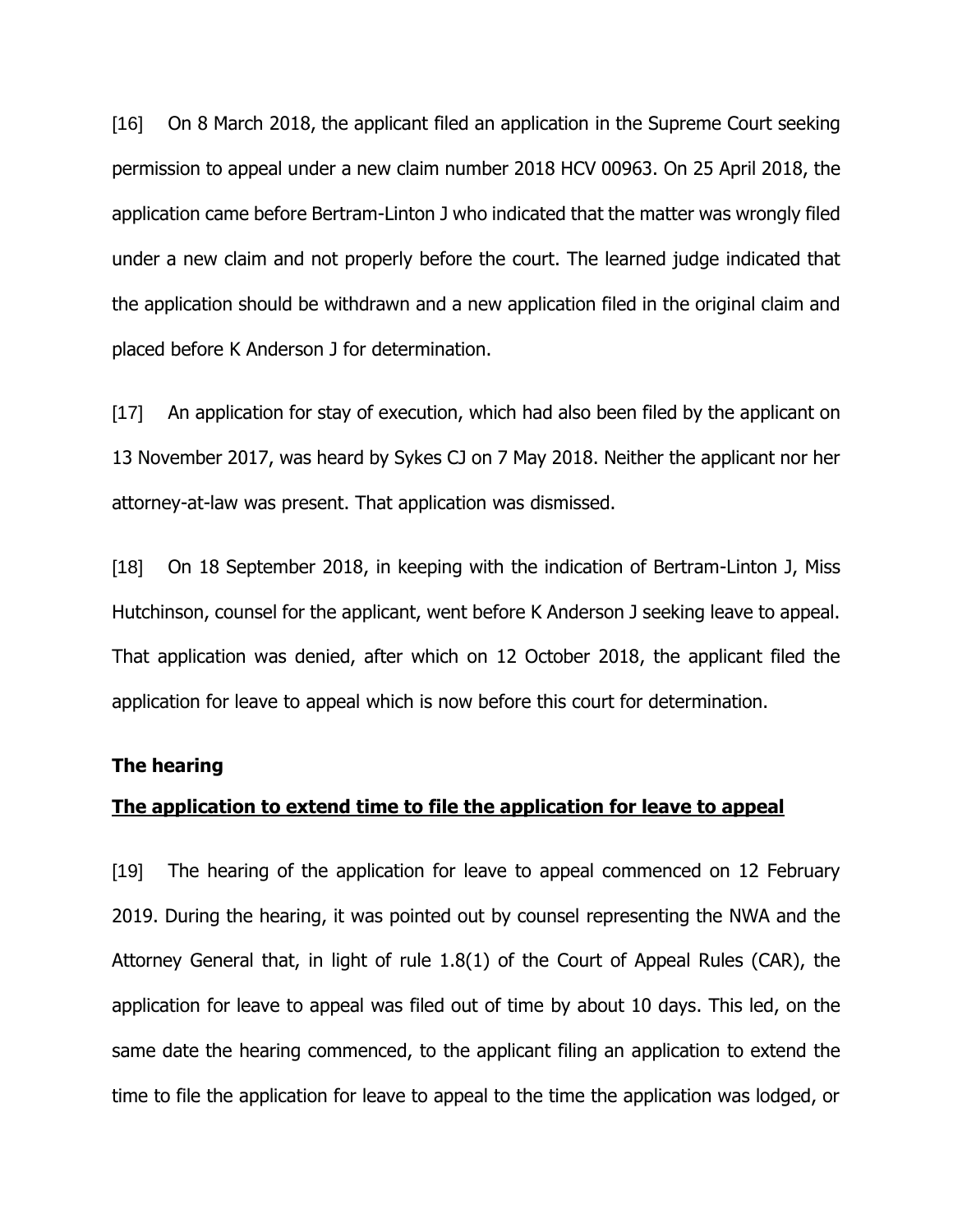[16] On 8 March 2018, the applicant filed an application in the Supreme Court seeking permission to appeal under a new claim number 2018 HCV 00963. On 25 April 2018, the application came before Bertram-Linton J who indicated that the matter was wrongly filed under a new claim and not properly before the court. The learned judge indicated that the application should be withdrawn and a new application filed in the original claim and placed before K Anderson J for determination.

[17] An application for stay of execution, which had also been filed by the applicant on 13 November 2017, was heard by Sykes CJ on 7 May 2018. Neither the applicant nor her attorney-at-law was present. That application was dismissed.

[18] On 18 September 2018, in keeping with the indication of Bertram-Linton J, Miss Hutchinson, counsel for the applicant, went before K Anderson J seeking leave to appeal. That application was denied, after which on 12 October 2018, the applicant filed the application for leave to appeal which is now before this court for determination.

**The hearing**

**<u>The application to extend time to file the application for leave to appeal</u>**

[19] The hearing of the application for leave to appeal commenced on 12 February 2019. During the hearing, it was pointed out by counsel representing the NWA and the Attorney General that, in light of rule 1.8(1) of the Court of Appeal Rules (CAR), the application for leave to appeal was filed out of time by about 10 days. This led, on the same date the hearing commenced, to the applicant filing an application to extend the time to file the application for leave to appeal to the time the application was lodged, or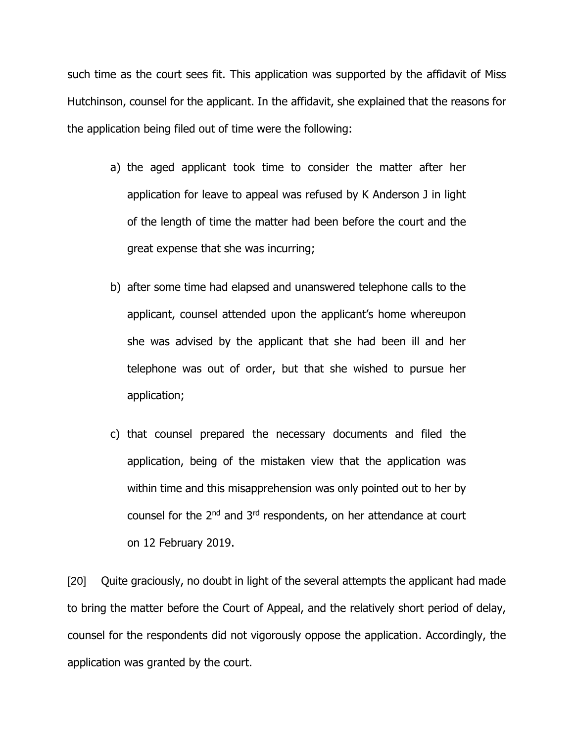such time as the court sees fit. This application was supported by the affidavit of Miss Hutchinson, counsel for the applicant. In the affidavit, she explained that the reasons for the application being filed out of time were the following:

a) the aged applicant took time to consider the matter after her application for leave to appeal was refused by K Anderson J in light of the length of time the matter had been before the court and the great expense that she was incurring;

b) after some time had elapsed and unanswered telephone calls to the applicant, counsel attended upon the applicant's home whereupon she was advised by the applicant that she had been ill and her telephone was out of order, but that she wished to pursue her application;

c) that counsel prepared the necessary documents and filed the application, being of the mistaken view that the application was within time and this misapprehension was only pointed out to her by counsel for the 2nd and 3rd respondents, on her attendance at court on 12 February 2019.

[20] Quite graciously, no doubt in light of the several attempts the applicant had made to bring the matter before the Court of Appeal, and the relatively short period of delay, counsel for the respondents did not vigorously oppose the application. Accordingly, the application was granted by the court.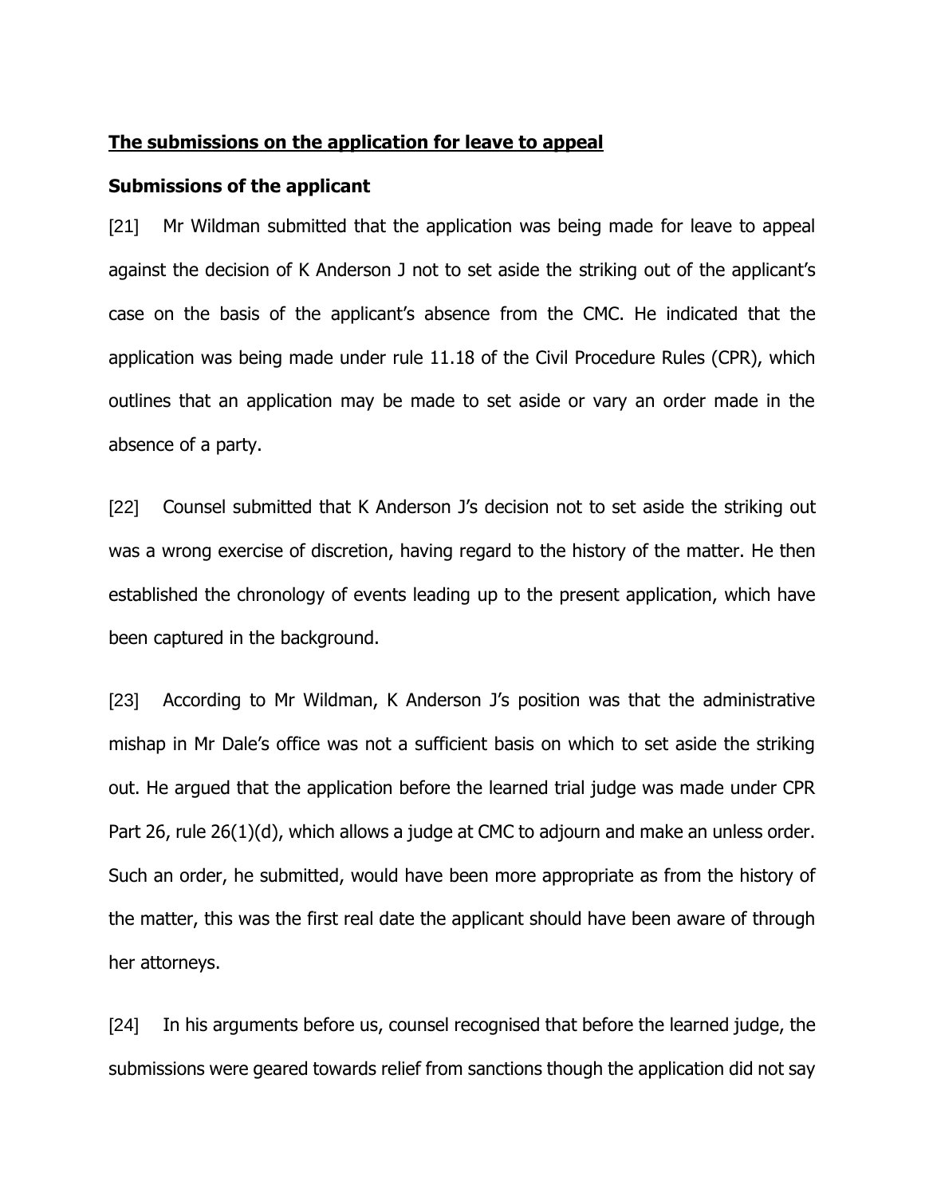## **The submissions on the application for leave to appeal**

### **Submissions of the applicant**

[21] Mr Wildman submitted that the application was being made for leave to appeal against the decision of K Anderson J not to set aside the striking out of the applicant's case on the basis of the applicant's absence from the CMC. He indicated that the application was being made under rule 11.18 of the Civil Procedure Rules (CPR), which outlines that an application may be made to set aside or vary an order made in the absence of a party.

[22] Counsel submitted that K Anderson J's decision not to set aside the striking out was a wrong exercise of discretion, having regard to the history of the matter. He then established the chronology of events leading up to the present application, which have been captured in the background.

[23] According to Mr Wildman, K Anderson J's position was that the administrative mishap in Mr Dale's office was not a sufficient basis on which to set aside the striking out. He argued that the application before the learned trial judge was made under CPR Part 26, rule 26(1)(d), which allows a judge at CMC to adjourn and make an unless order. Such an order, he submitted, would have been more appropriate as from the history of the matter, this was the first real date the applicant should have been aware of through her attorneys.

[24] In his arguments before us, counsel recognised that before the learned judge, the submissions were geared towards relief from sanctions though the application did not say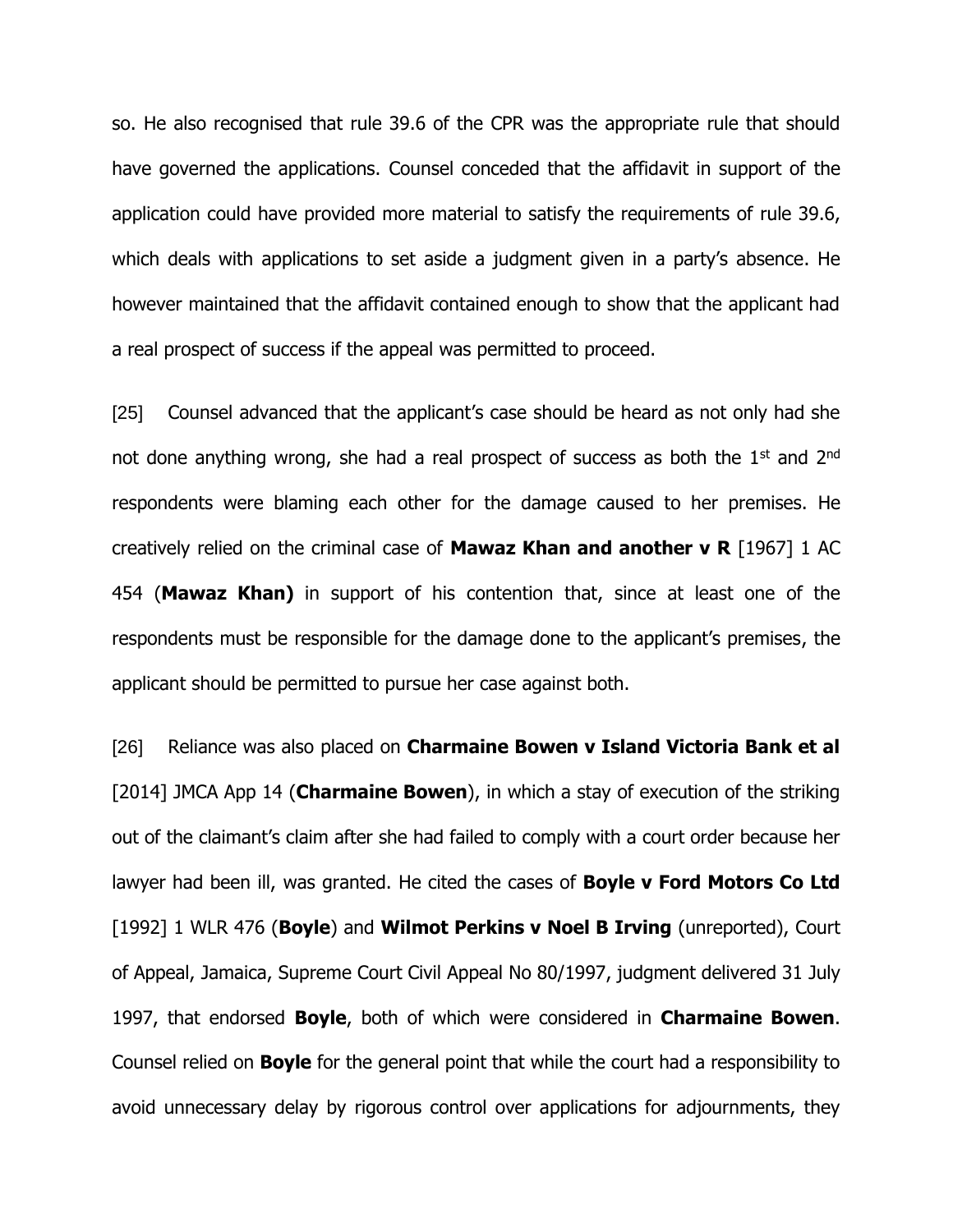so. He also recognised that rule 39.6 of the CPR was the appropriate rule that should have governed the applications. Counsel conceded that the affidavit in support of the application could have provided more material to satisfy the requirements of rule 39.6, which deals with applications to set aside a judgment given in a party's absence. He however maintained that the affidavit contained enough to show that the applicant had a real prospect of success if the appeal was permitted to proceed.

[25] Counsel advanced that the applicant's case should be heard as not only had she not done anything wrong, she had a real prospect of success as both the 1st and 2nd respondents were blaming each other for the damage caused to her premises. He creatively relied on the criminal case of **Mawaz Khan and another v R** [1967] 1 AC 454 (**Mawaz Khan)** in support of his contention that, since at least one of the respondents must be responsible for the damage done to the applicant's premises, the applicant should be permitted to pursue her case against both.

[26] Reliance was also placed on **Charmaine Bowen v Island Victoria Bank et al** [2014] JMCA App 14 (**Charmaine Bowen**), in which a stay of execution of the striking out of the claimant's claim after she had failed to comply with a court order because her lawyer had been ill, was granted. He cited the cases of **Boyle v Ford Motors Co Ltd** [1992] 1 WLR 476 (**Boyle**) and **Wilmot Perkins v Noel B Irving** (unreported), Court of Appeal, Jamaica, Supreme Court Civil Appeal No 80/1997, judgment delivered 31 July 1997, that endorsed **Boyle**, both of which were considered in **Charmaine Bowen**. Counsel relied on **Boyle** for the general point that while the court had a responsibility to avoid unnecessary delay by rigorous control over applications for adjournments, they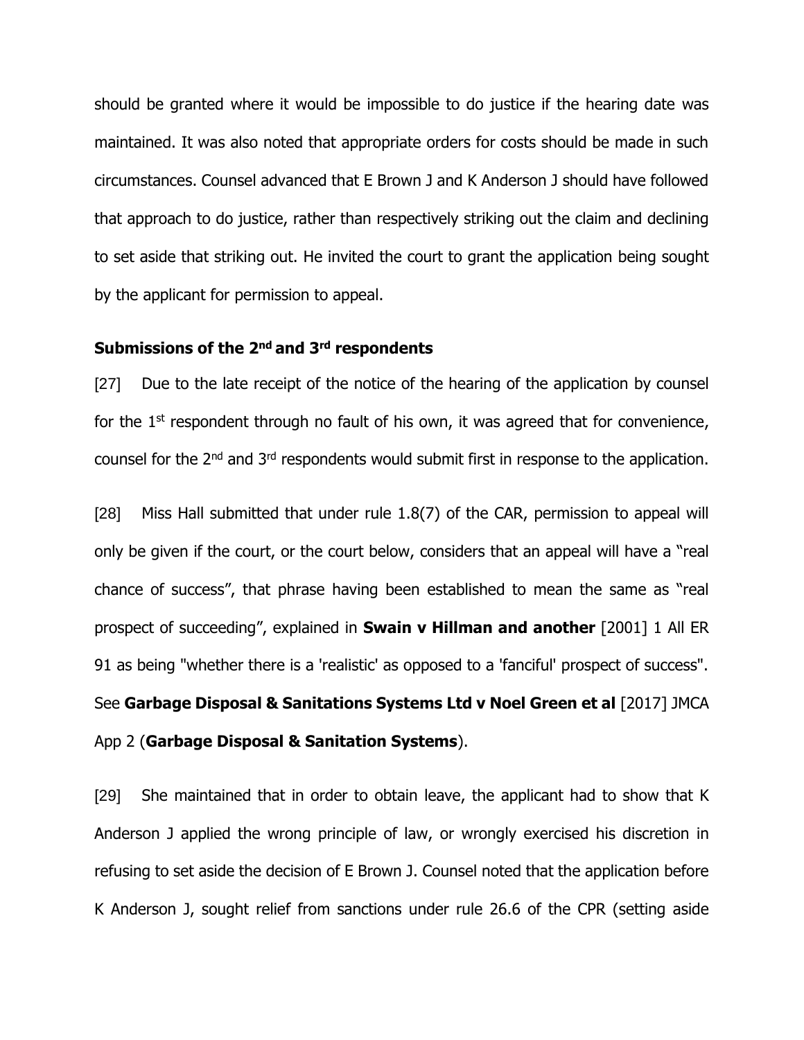should be granted where it would be impossible to do justice if the hearing date was maintained. It was also noted that appropriate orders for costs should be made in such circumstances. Counsel advanced that E Brown J and K Anderson J should have followed that approach to do justice, rather than respectively striking out the claim and declining to set aside that striking out. He invited the court to grant the application being sought by the applicant for permission to appeal.

### Submissions of the 2nd and 3rd respondents

[27] Due to the late receipt of the notice of the hearing of the application by counsel for the 1st respondent through no fault of his own, it was agreed that for convenience, counsel for the 2nd and 3rd respondents would submit first in response to the application.

[28] Miss Hall submitted that under rule 1.8(7) of the CAR, permission to appeal will only be given if the court, or the court below, considers that an appeal will have a "real chance of success", that phrase having been established to mean the same as "real prospect of succeeding", explained in **Swain v Hillman and another** [2001] 1 All ER 91 as being "whether there is a 'realistic' as opposed to a 'fanciful' prospect of success". See **Garbage Disposal & Sanitations Systems Ltd v Noel Green et al** [2017] JMCA App 2 (**Garbage Disposal & Sanitation Systems**).

[29] She maintained that in order to obtain leave, the applicant had to show that K Anderson J applied the wrong principle of law, or wrongly exercised his discretion in refusing to set aside the decision of E Brown J. Counsel noted that the application before K Anderson J, sought relief from sanctions under rule 26.6 of the CPR (setting aside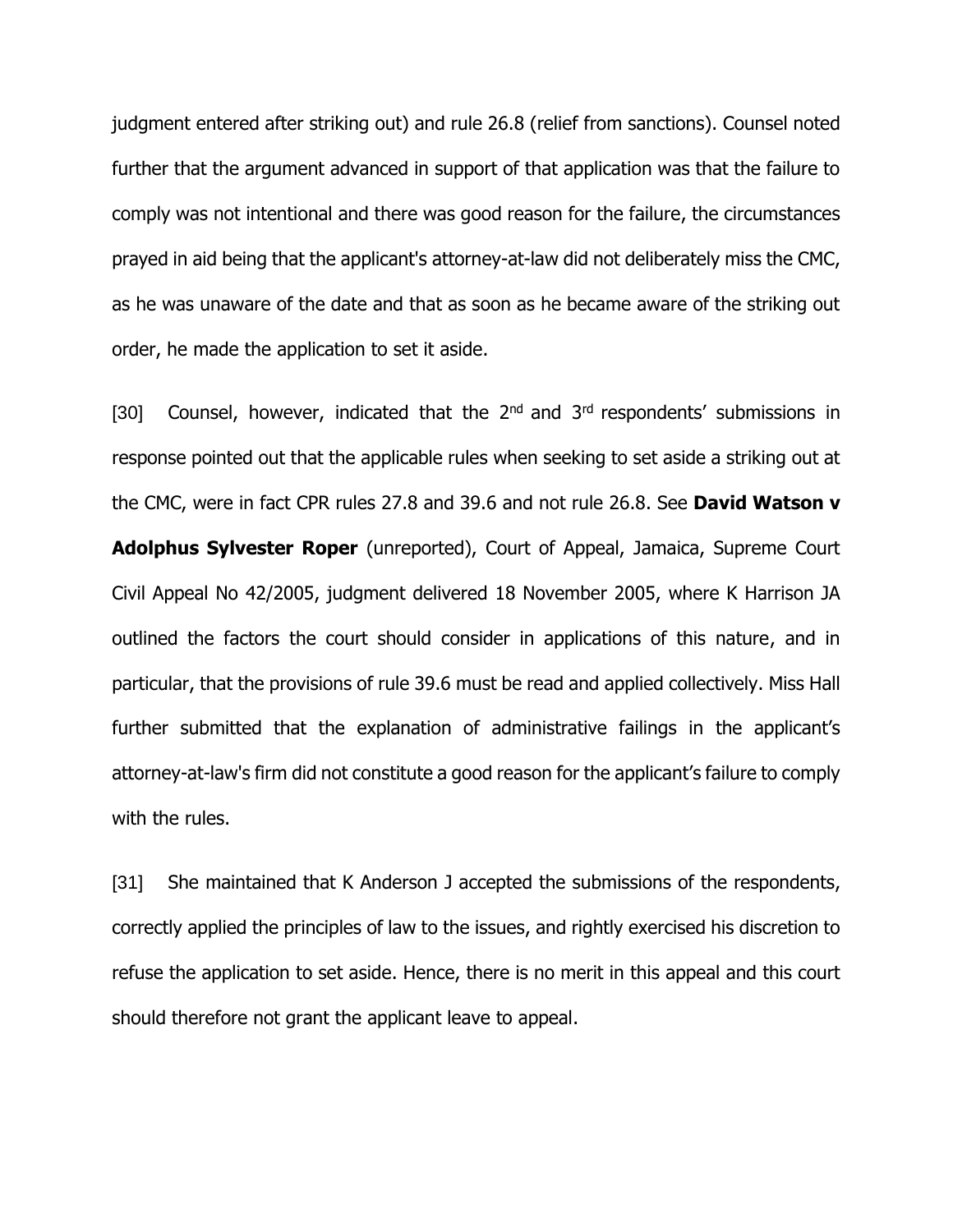judgment entered after striking out) and rule 26.8 (relief from sanctions). Counsel noted further that the argument advanced in support of that application was that the failure to comply was not intentional and there was good reason for the failure, the circumstances prayed in aid being that the applicant's attorney-at-law did not deliberately miss the CMC, as he was unaware of the date and that as soon as he became aware of the striking out order, he made the application to set it aside.

[30] Counsel, however, indicated that the 2nd and 3rd respondents' submissions in response pointed out that the applicable rules when seeking to set aside a striking out at the CMC, were in fact CPR rules 27.8 and 39.6 and not rule 26.8. See **David Watson v Adolphus Sylvester Roper** (unreported), Court of Appeal, Jamaica, Supreme Court Civil Appeal No 42/2005, judgment delivered 18 November 2005, where K Harrison JA outlined the factors the court should consider in applications of this nature, and in particular, that the provisions of rule 39.6 must be read and applied collectively. Miss Hall further submitted that the explanation of administrative failings in the applicant's attorney-at-law's firm did not constitute a good reason for the applicant's failure to comply with the rules.

[31] She maintained that K Anderson J accepted the submissions of the respondents, correctly applied the principles of law to the issues, and rightly exercised his discretion to refuse the application to set aside. Hence, there is no merit in this appeal and this court should therefore not grant the applicant leave to appeal.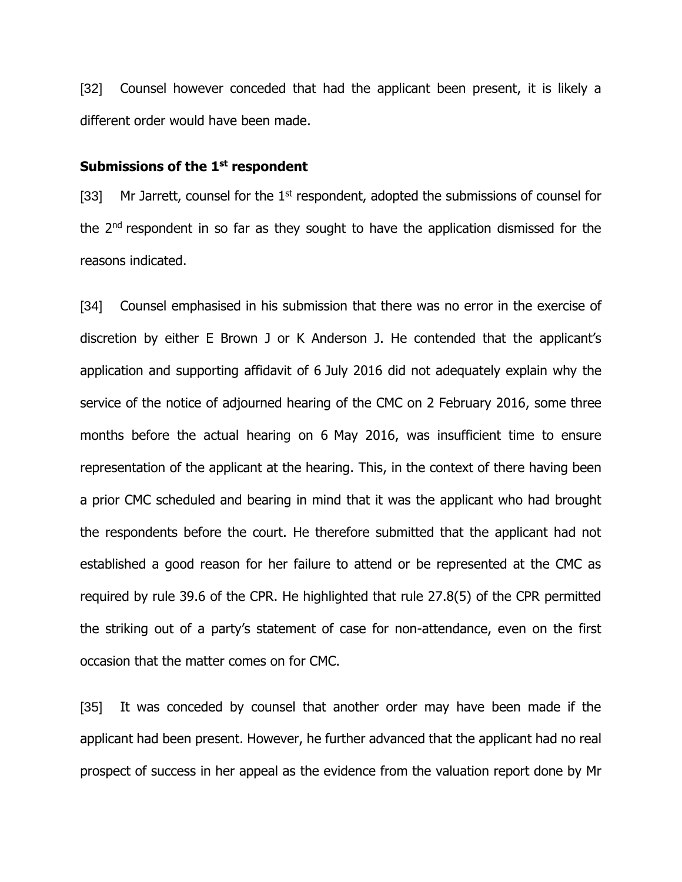[32] Counsel however conceded that had the applicant been present, it is likely a different order would have been made.

### Submissions of the 1st respondent

[33] Mr Jarrett, counsel for the 1st respondent, adopted the submissions of counsel for the 2nd respondent in so far as they sought to have the application dismissed for the reasons indicated.

[34] Counsel emphasised in his submission that there was no error in the exercise of discretion by either E Brown J or K Anderson J. He contended that the applicant's application and supporting affidavit of 6 July 2016 did not adequately explain why the service of the notice of adjourned hearing of the CMC on 2 February 2016, some three months before the actual hearing on 6 May 2016, was insufficient time to ensure representation of the applicant at the hearing. This, in the context of there having been a prior CMC scheduled and bearing in mind that it was the applicant who had brought the respondents before the court. He therefore submitted that the applicant had not established a good reason for her failure to attend or be represented at the CMC as required by rule 39.6 of the CPR. He highlighted that rule 27.8(5) of the CPR permitted the striking out of a party's statement of case for non-attendance, even on the first occasion that the matter comes on for CMC.

[35] It was conceded by counsel that another order may have been made if the applicant had been present. However, he further advanced that the applicant had no real prospect of success in her appeal as the evidence from the valuation report done by Mr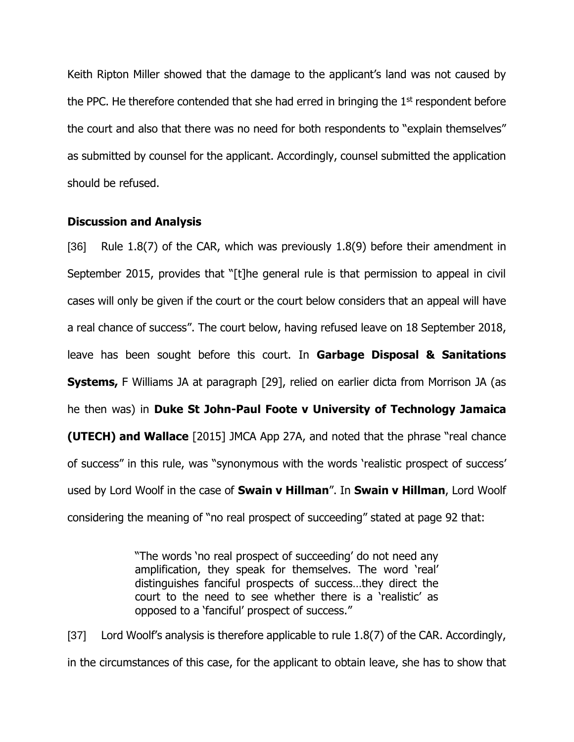Keith Ripton Miller showed that the damage to the applicant's land was not caused by the PPC. He therefore contended that she had erred in bringing the 1st respondent before the court and also that there was no need for both respondents to "explain themselves" as submitted by counsel for the applicant. Accordingly, counsel submitted the application should be refused.

**Discussion and Analysis**

[36] Rule 1.8(7) of the CAR, which was previously 1.8(9) before their amendment in September 2015, provides that "[t]he general rule is that permission to appeal in civil cases will only be given if the court or the court below considers that an appeal will have a real chance of success". The court below, having refused leave on 18 September 2018, leave has been sought before this court. In **Garbage Disposal & Sanitations Systems,** F Williams JA at paragraph [29], relied on earlier dicta from Morrison JA (as he then was) in **Duke St John-Paul Foote v University of Technology Jamaica (UTECH) and Wallace** [2015] JMCA App 27A, and noted that the phrase "real chance of success" in this rule, was "synonymous with the words 'realistic prospect of success' used by Lord Woolf in the case of **Swain v Hillman**". In **Swain v Hillman**, Lord Woolf considering the meaning of "no real prospect of succeeding" stated at page 92 that:

> "The words 'no real prospect of succeeding' do not need any amplification, they speak for themselves. The word 'real' distinguishes fanciful prospects of success…they direct the court to the need to see whether there is a 'realistic' as opposed to a 'fanciful' prospect of success."

[37] Lord Woolf's analysis is therefore applicable to rule 1.8(7) of the CAR. Accordingly, in the circumstances of this case, for the applicant to obtain leave, she has to show that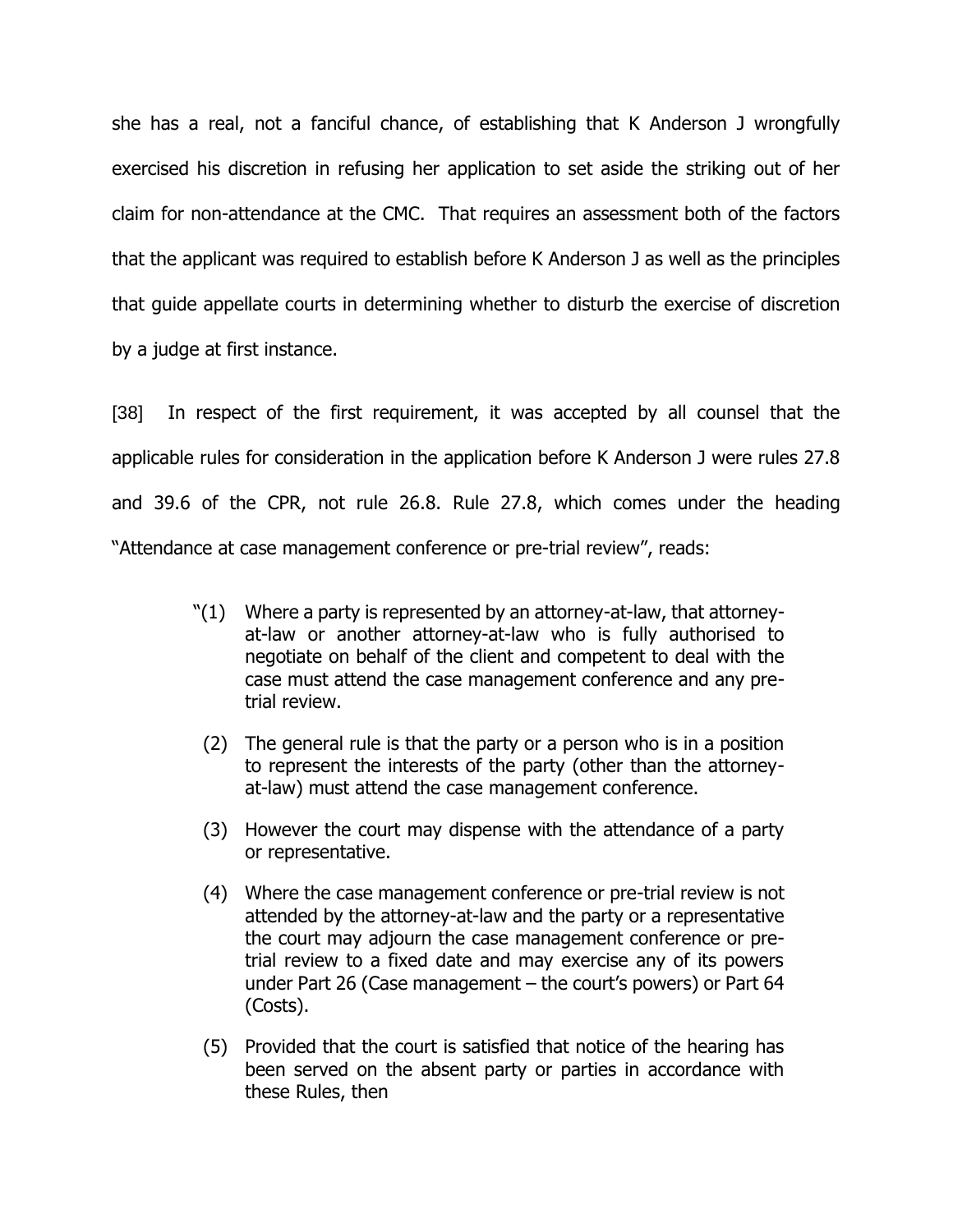she has a real, not a fanciful chance, of establishing that K Anderson J wrongfully exercised his discretion in refusing her application to set aside the striking out of her claim for non-attendance at the CMC. That requires an assessment both of the factors that the applicant was required to establish before K Anderson J as well as the principles that guide appellate courts in determining whether to disturb the exercise of discretion by a judge at first instance.

[38] In respect of the first requirement, it was accepted by all counsel that the applicable rules for consideration in the application before K Anderson J were rules 27.8 and 39.6 of the CPR, not rule 26.8. Rule 27.8, which comes under the heading "Attendance at case management conference or pre-trial review", reads:

> "(1) Where a party is represented by an attorney-at-law, that attorney-at-law or another attorney-at-law who is fully authorised to negotiate on behalf of the client and competent to deal with the case must attend the case management conference and any pre-trial review.
>
> (2) The general rule is that the party or a person who is in a position to represent the interests of the party (other than the attorney-at-law) must attend the case management conference.
>
> (3) However the court may dispense with the attendance of a party or representative.
>
> (4) Where the case management conference or pre-trial review is not attended by the attorney-at-law and the party or a representative the court may adjourn the case management conference or pre-trial review to a fixed date and may exercise any of its powers under Part 26 (Case management – the court's powers) or Part 64 (Costs).
>
> (5) Provided that the court is satisfied that notice of the hearing has been served on the absent party or parties in accordance with these Rules, then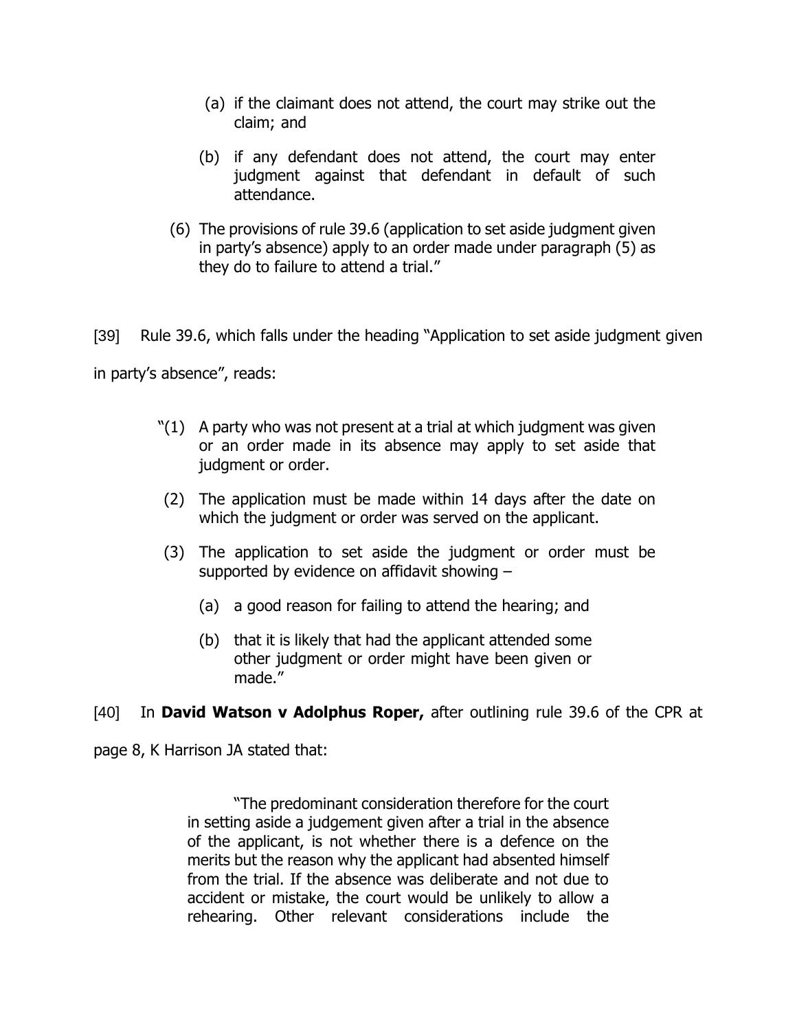> (a) if the claimant does not attend, the court may strike out the claim; and
>
> (b) if any defendant does not attend, the court may enter judgment against that defendant in default of such attendance.
>
> (6) The provisions of rule 39.6 (application to set aside judgment given in party's absence) apply to an order made under paragraph (5) as they do to failure to attend a trial."

[39] Rule 39.6, which falls under the heading "Application to set aside judgment given in party's absence", reads:

> "(1) A party who was not present at a trial at which judgment was given or an order made in its absence may apply to set aside that judgment or order.
>
> (2) The application must be made within 14 days after the date on which the judgment or order was served on the applicant.
>
> (3) The application to set aside the judgment or order must be supported by evidence on affidavit showing –
>
> (a) a good reason for failing to attend the hearing; and
>
> (b) that it is likely that had the applicant attended some other judgment or order might have been given or made."

[40] In **David Watson v Adolphus Roper,** after outlining rule 39.6 of the CPR at page 8, K Harrison JA stated that:

> "The predominant consideration therefore for the court in setting aside a judgement given after a trial in the absence of the applicant, is not whether there is a defence on the merits but the reason why the applicant had absented himself from the trial. If the absence was deliberate and not due to accident or mistake, the court would be unlikely to allow a rehearing. Other relevant considerations include the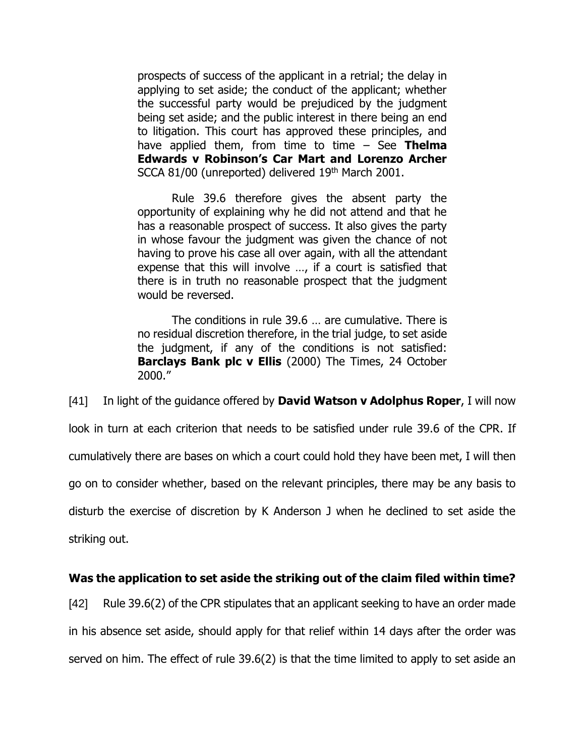> prospects of success of the applicant in a retrial; the delay in applying to set aside; the conduct of the applicant; whether the successful party would be prejudiced by the judgment being set aside; and the public interest in there being an end to litigation. This court has approved these principles, and have applied them, from time to time – See **Thelma Edwards v Robinson's Car Mart and Lorenzo Archer** SCCA 81/00 (unreported) delivered 19th March 2001.
>
> Rule 39.6 therefore gives the absent party the opportunity of explaining why he did not attend and that he has a reasonable prospect of success. It also gives the party in whose favour the judgment was given the chance of not having to prove his case all over again, with all the attendant expense that this will involve …, if a court is satisfied that there is in truth no reasonable prospect that the judgment would be reversed.
>
> The conditions in rule 39.6 … are cumulative. There is no residual discretion therefore, in the trial judge, to set aside the judgment, if any of the conditions is not satisfied: **Barclays Bank plc v Ellis** (2000) The Times, 24 October 2000."

[41] In light of the guidance offered by **David Watson v Adolphus Roper**, I will now look in turn at each criterion that needs to be satisfied under rule 39.6 of the CPR. If cumulatively there are bases on which a court could hold they have been met, I will then go on to consider whether, based on the relevant principles, there may be any basis to disturb the exercise of discretion by K Anderson J when he declined to set aside the striking out.

**Was the application to set aside the striking out of the claim filed within time?**

[42] Rule 39.6(2) of the CPR stipulates that an applicant seeking to have an order made in his absence set aside, should apply for that relief within 14 days after the order was served on him. The effect of rule 39.6(2) is that the time limited to apply to set aside an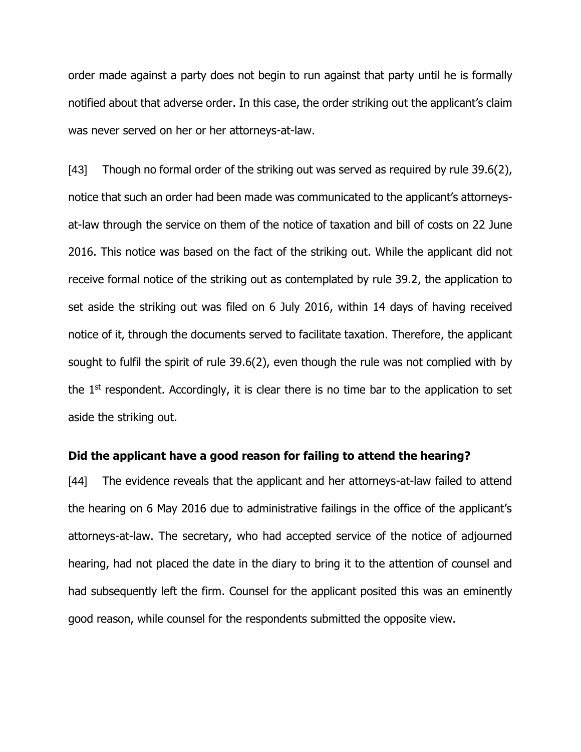order made against a party does not begin to run against that party until he is formally notified about that adverse order. In this case, the order striking out the applicant's claim was never served on her or her attorneys-at-law.

[43] Though no formal order of the striking out was served as required by rule 39.6(2), notice that such an order had been made was communicated to the applicant's attorneys-at-law through the service on them of the notice of taxation and bill of costs on 22 June 2016. This notice was based on the fact of the striking out. While the applicant did not receive formal notice of the striking out as contemplated by rule 39.2, the application to set aside the striking out was filed on 6 July 2016, within 14 days of having received notice of it, through the documents served to facilitate taxation. Therefore, the applicant sought to fulfil the spirit of rule 39.6(2), even though the rule was not complied with by the 1st respondent. Accordingly, it is clear there is no time bar to the application to set aside the striking out.

**Did the applicant have a good reason for failing to attend the hearing?**

[44] The evidence reveals that the applicant and her attorneys-at-law failed to attend the hearing on 6 May 2016 due to administrative failings in the office of the applicant's attorneys-at-law. The secretary, who had accepted service of the notice of adjourned hearing, had not placed the date in the diary to bring it to the attention of counsel and had subsequently left the firm. Counsel for the applicant posited this was an eminently good reason, while counsel for the respondents submitted the opposite view.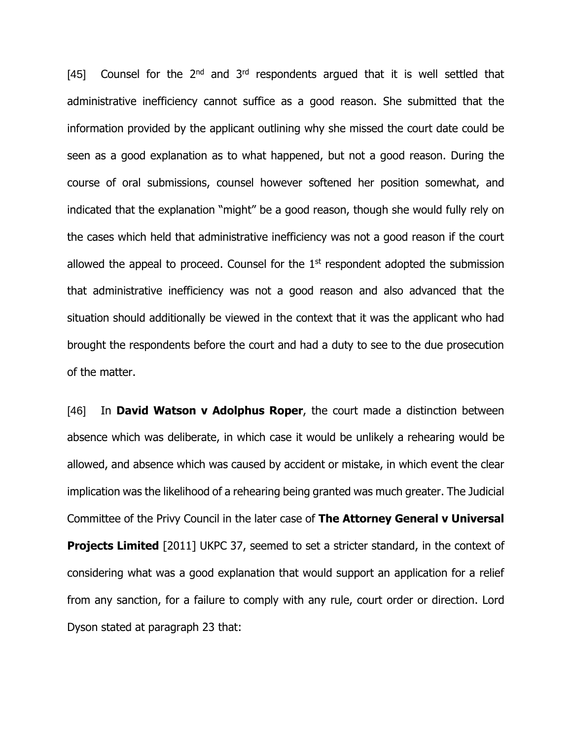[45] Counsel for the 2nd and 3rd respondents argued that it is well settled that administrative inefficiency cannot suffice as a good reason. She submitted that the information provided by the applicant outlining why she missed the court date could be seen as a good explanation as to what happened, but not a good reason. During the course of oral submissions, counsel however softened her position somewhat, and indicated that the explanation "might" be a good reason, though she would fully rely on the cases which held that administrative inefficiency was not a good reason if the court allowed the appeal to proceed. Counsel for the 1st respondent adopted the submission that administrative inefficiency was not a good reason and also advanced that the situation should additionally be viewed in the context that it was the applicant who had brought the respondents before the court and had a duty to see to the due prosecution of the matter.

[46] In **David Watson v Adolphus Roper**, the court made a distinction between absence which was deliberate, in which case it would be unlikely a rehearing would be allowed, and absence which was caused by accident or mistake, in which event the clear implication was the likelihood of a rehearing being granted was much greater. The Judicial Committee of the Privy Council in the later case of **The Attorney General v Universal Projects Limited** [2011] UKPC 37, seemed to set a stricter standard, in the context of considering what was a good explanation that would support an application for a relief from any sanction, for a failure to comply with any rule, court order or direction. Lord Dyson stated at paragraph 23 that: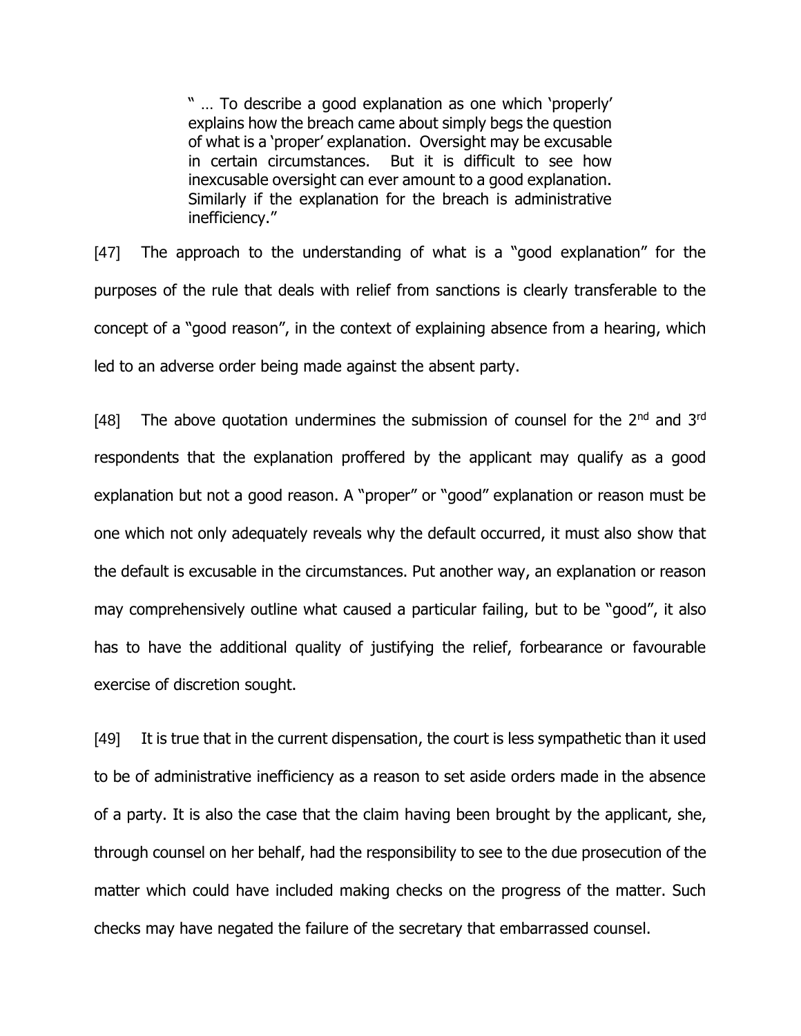> " … To describe a good explanation as one which 'properly' explains how the breach came about simply begs the question of what is a 'proper' explanation. Oversight may be excusable in certain circumstances. But it is difficult to see how inexcusable oversight can ever amount to a good explanation. Similarly if the explanation for the breach is administrative inefficiency."

[47] The approach to the understanding of what is a "good explanation" for the purposes of the rule that deals with relief from sanctions is clearly transferable to the concept of a "good reason", in the context of explaining absence from a hearing, which led to an adverse order being made against the absent party.

[48] The above quotation undermines the submission of counsel for the 2nd and 3rd respondents that the explanation proffered by the applicant may qualify as a good explanation but not a good reason. A "proper" or "good" explanation or reason must be one which not only adequately reveals why the default occurred, it must also show that the default is excusable in the circumstances. Put another way, an explanation or reason may comprehensively outline what caused a particular failing, but to be "good", it also has to have the additional quality of justifying the relief, forbearance or favourable exercise of discretion sought.

[49] It is true that in the current dispensation, the court is less sympathetic than it used to be of administrative inefficiency as a reason to set aside orders made in the absence of a party. It is also the case that the claim having been brought by the applicant, she, through counsel on her behalf, had the responsibility to see to the due prosecution of the matter which could have included making checks on the progress of the matter. Such checks may have negated the failure of the secretary that embarrassed counsel.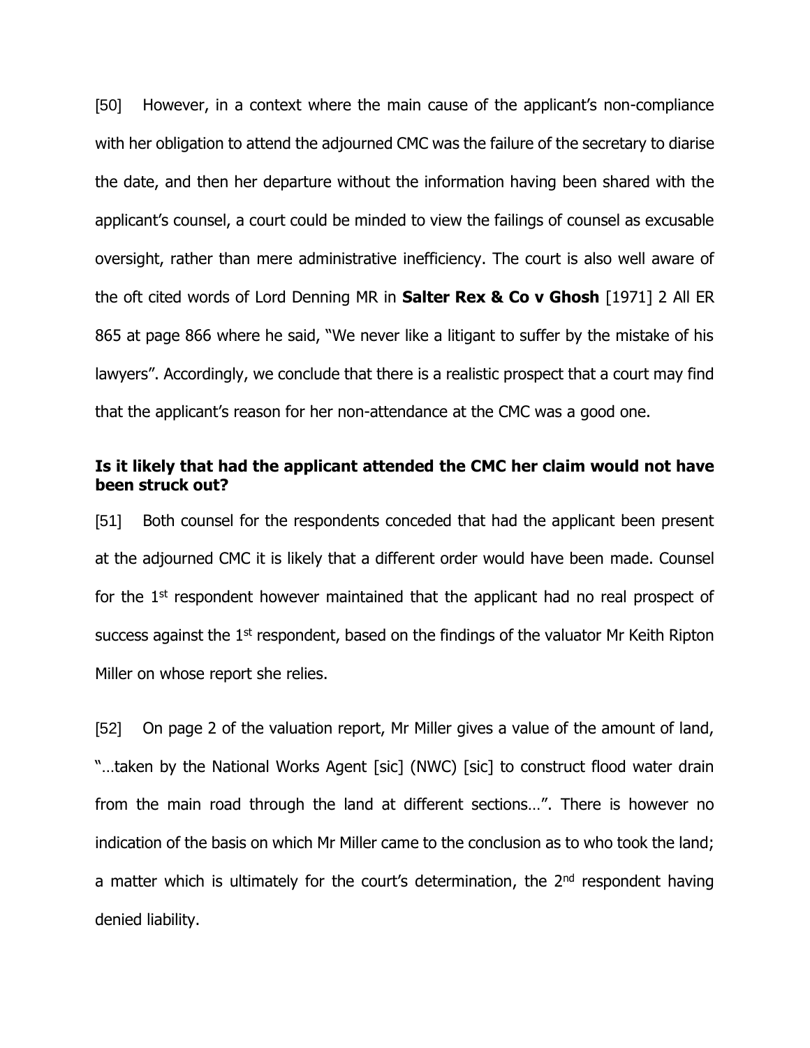[50] However, in a context where the main cause of the applicant's non-compliance with her obligation to attend the adjourned CMC was the failure of the secretary to diarise the date, and then her departure without the information having been shared with the applicant's counsel, a court could be minded to view the failings of counsel as excusable oversight, rather than mere administrative inefficiency. The court is also well aware of the oft cited words of Lord Denning MR in **Salter Rex & Co v Ghosh** [1971] 2 All ER 865 at page 866 where he said, "We never like a litigant to suffer by the mistake of his lawyers". Accordingly, we conclude that there is a realistic prospect that a court may find that the applicant's reason for her non-attendance at the CMC was a good one.

**Is it likely that had the applicant attended the CMC her claim would not have been struck out?**

[51] Both counsel for the respondents conceded that had the applicant been present at the adjourned CMC it is likely that a different order would have been made. Counsel for the 1st respondent however maintained that the applicant had no real prospect of success against the 1st respondent, based on the findings of the valuator Mr Keith Ripton Miller on whose report she relies.

[52] On page 2 of the valuation report, Mr Miller gives a value of the amount of land, "…taken by the National Works Agent [sic] (NWC) [sic] to construct flood water drain from the main road through the land at different sections…". There is however no indication of the basis on which Mr Miller came to the conclusion as to who took the land; a matter which is ultimately for the court's determination, the 2nd respondent having denied liability.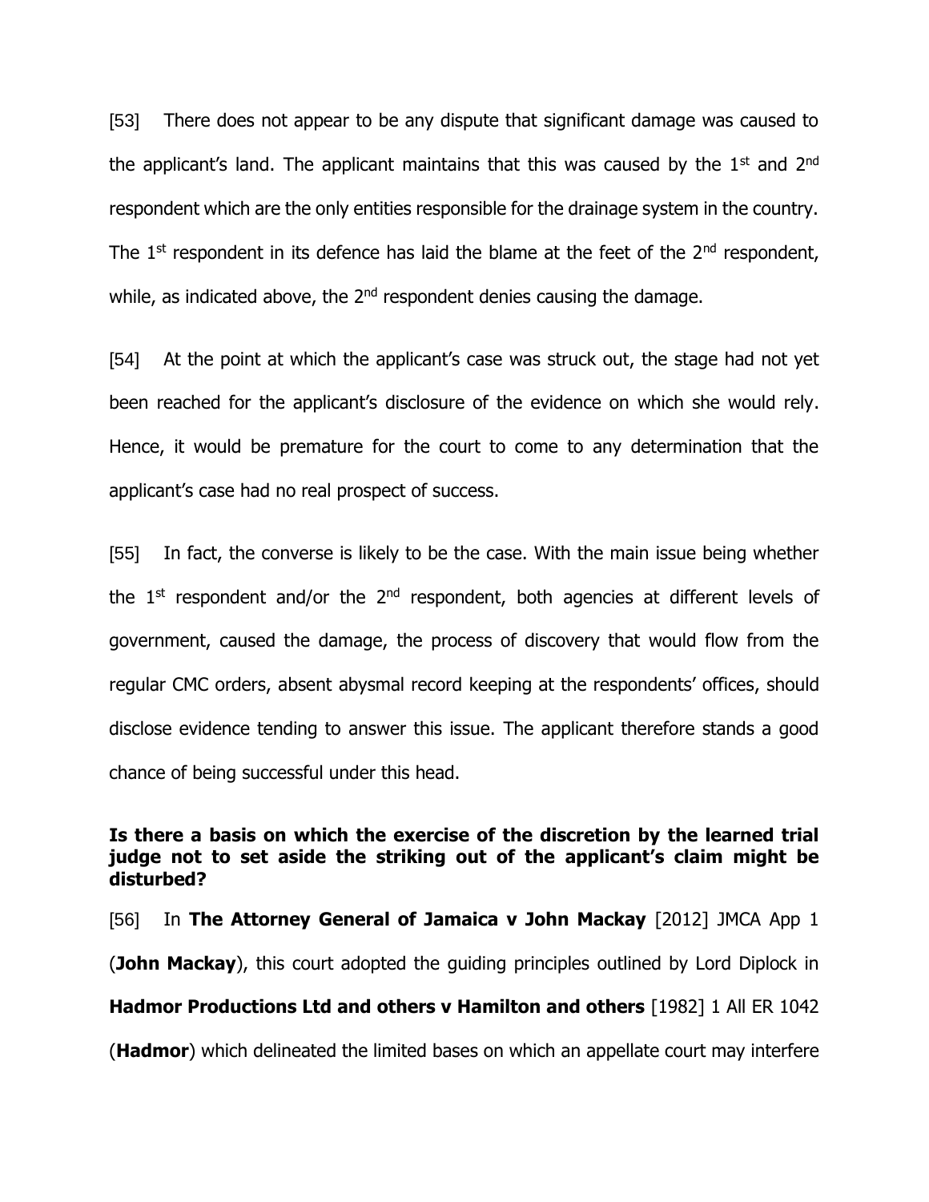[53] There does not appear to be any dispute that significant damage was caused to the applicant's land. The applicant maintains that this was caused by the 1st and 2nd respondent which are the only entities responsible for the drainage system in the country. The 1st respondent in its defence has laid the blame at the feet of the 2nd respondent, while, as indicated above, the 2nd respondent denies causing the damage.

[54] At the point at which the applicant's case was struck out, the stage had not yet been reached for the applicant's disclosure of the evidence on which she would rely. Hence, it would be premature for the court to come to any determination that the applicant's case had no real prospect of success.

[55] In fact, the converse is likely to be the case. With the main issue being whether the 1st respondent and/or the 2nd respondent, both agencies at different levels of government, caused the damage, the process of discovery that would flow from the regular CMC orders, absent abysmal record keeping at the respondents' offices, should disclose evidence tending to answer this issue. The applicant therefore stands a good chance of being successful under this head.

**Is there a basis on which the exercise of the discretion by the learned trial judge not to set aside the striking out of the applicant's claim might be disturbed?**

[56] In **The Attorney General of Jamaica v John Mackay** [2012] JMCA App 1 (**John Mackay**), this court adopted the guiding principles outlined by Lord Diplock in **Hadmor Productions Ltd and others v Hamilton and others** [1982] 1 All ER 1042 (**Hadmor**) which delineated the limited bases on which an appellate court may interfere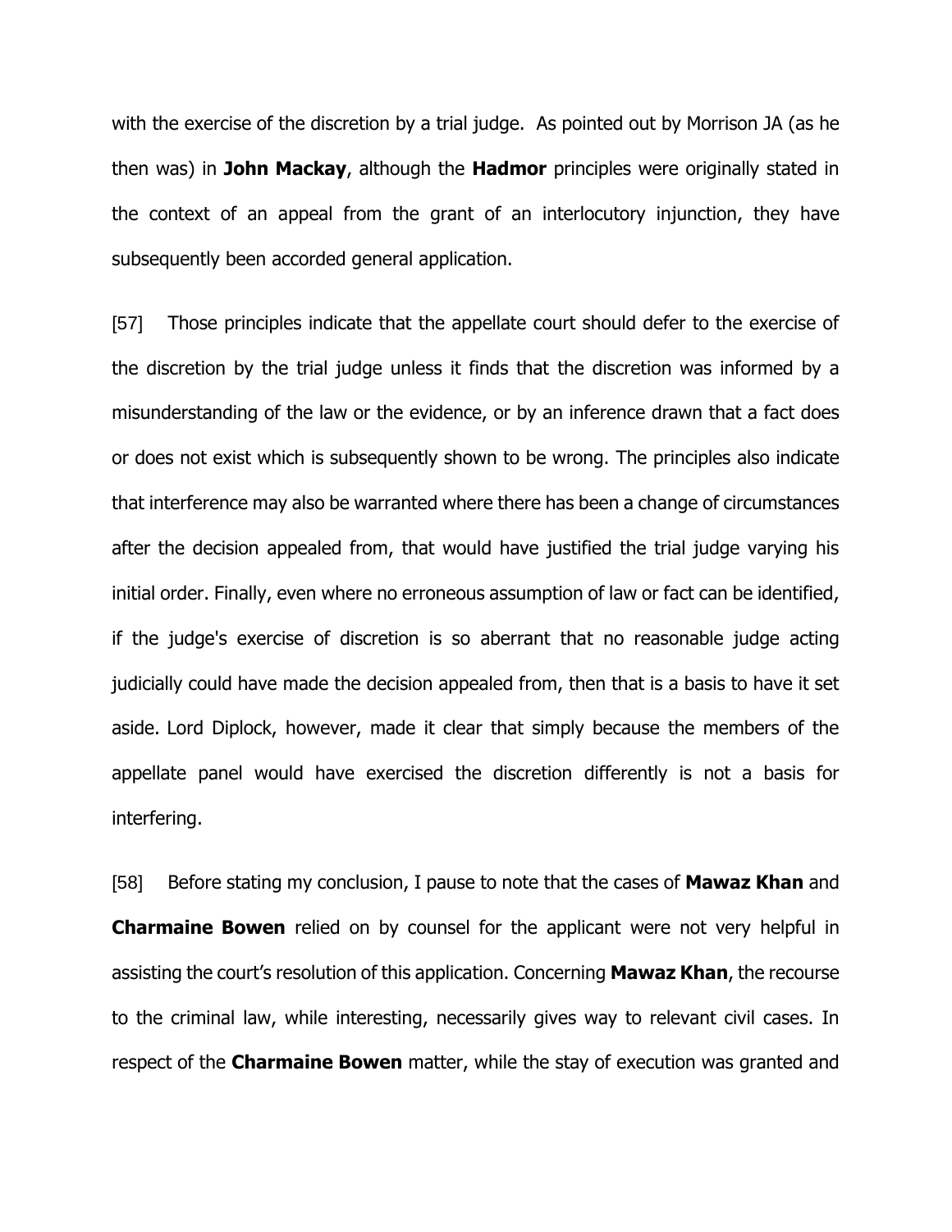with the exercise of the discretion by a trial judge. As pointed out by Morrison JA (as he then was) in **John Mackay**, although the **Hadmor** principles were originally stated in the context of an appeal from the grant of an interlocutory injunction, they have subsequently been accorded general application.

[57] Those principles indicate that the appellate court should defer to the exercise of the discretion by the trial judge unless it finds that the discretion was informed by a misunderstanding of the law or the evidence, or by an inference drawn that a fact does or does not exist which is subsequently shown to be wrong. The principles also indicate that interference may also be warranted where there has been a change of circumstances after the decision appealed from, that would have justified the trial judge varying his initial order. Finally, even where no erroneous assumption of law or fact can be identified, if the judge's exercise of discretion is so aberrant that no reasonable judge acting judicially could have made the decision appealed from, then that is a basis to have it set aside. Lord Diplock, however, made it clear that simply because the members of the appellate panel would have exercised the discretion differently is not a basis for interfering.

[58] Before stating my conclusion, I pause to note that the cases of **Mawaz Khan** and **Charmaine Bowen** relied on by counsel for the applicant were not very helpful in assisting the court's resolution of this application. Concerning **Mawaz Khan**, the recourse to the criminal law, while interesting, necessarily gives way to relevant civil cases. In respect of the **Charmaine Bowen** matter, while the stay of execution was granted and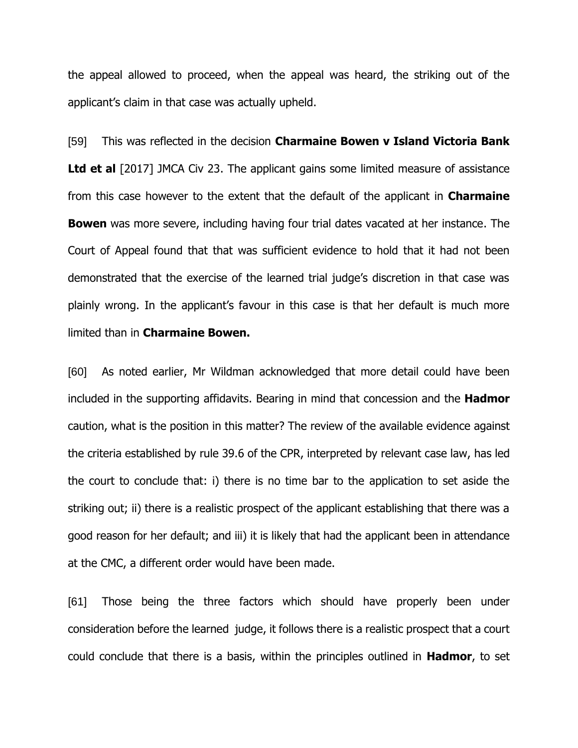the appeal allowed to proceed, when the appeal was heard, the striking out of the applicant's claim in that case was actually upheld.

[59] This was reflected in the decision **Charmaine Bowen v Island Victoria Bank Ltd et al** [2017] JMCA Civ 23. The applicant gains some limited measure of assistance from this case however to the extent that the default of the applicant in **Charmaine Bowen** was more severe, including having four trial dates vacated at her instance. The Court of Appeal found that that was sufficient evidence to hold that it had not been demonstrated that the exercise of the learned trial judge's discretion in that case was plainly wrong. In the applicant's favour in this case is that her default is much more limited than in **Charmaine Bowen.**

[60] As noted earlier, Mr Wildman acknowledged that more detail could have been included in the supporting affidavits. Bearing in mind that concession and the **Hadmor** caution, what is the position in this matter? The review of the available evidence against the criteria established by rule 39.6 of the CPR, interpreted by relevant case law, has led the court to conclude that: i) there is no time bar to the application to set aside the striking out; ii) there is a realistic prospect of the applicant establishing that there was a good reason for her default; and iii) it is likely that had the applicant been in attendance at the CMC, a different order would have been made.

[61] Those being the three factors which should have properly been under consideration before the learned judge, it follows there is a realistic prospect that a court could conclude that there is a basis, within the principles outlined in **Hadmor**, to set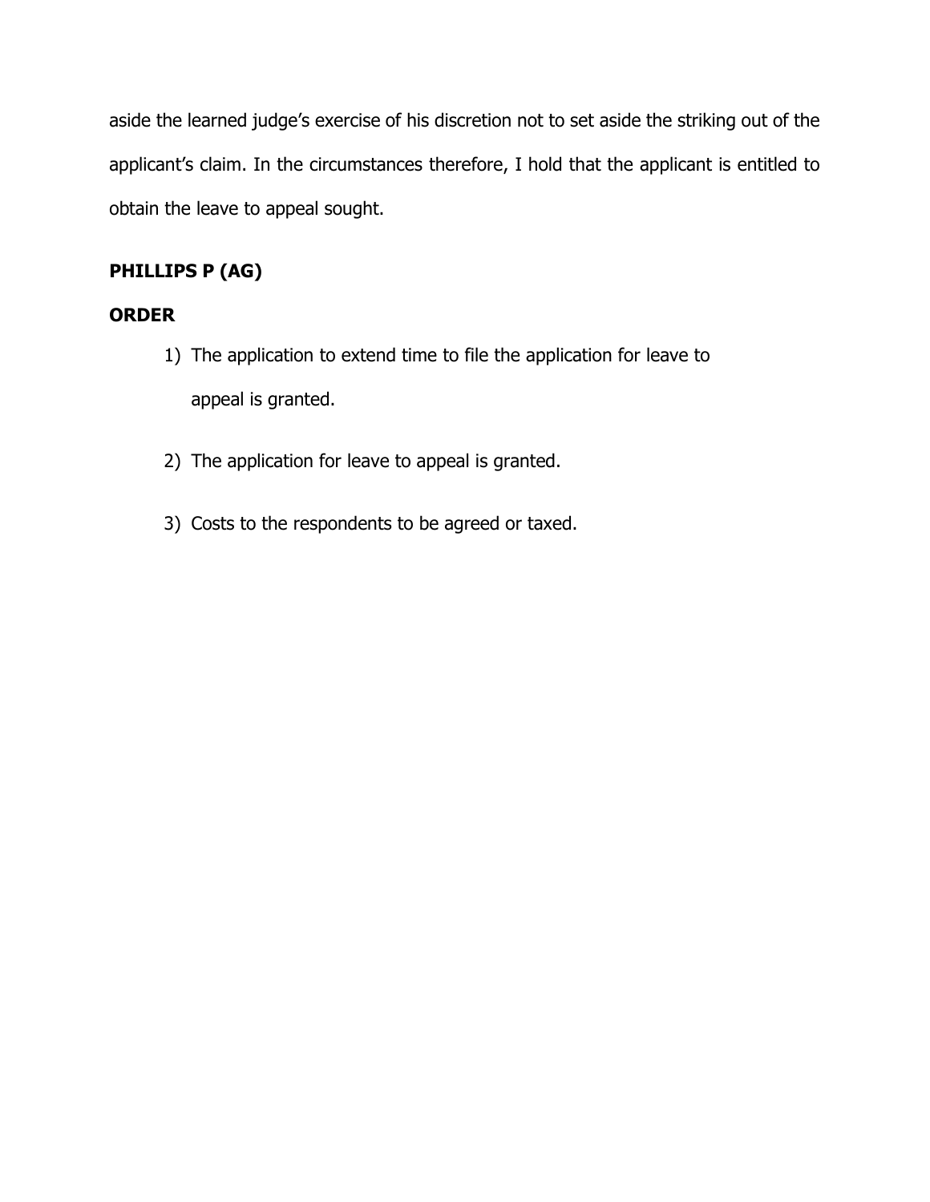aside the learned judge's exercise of his discretion not to set aside the striking out of the applicant's claim. In the circumstances therefore, I hold that the applicant is entitled to obtain the leave to appeal sought.

**PHILLIPS P (AG)**

**ORDER**

1) The application to extend time to file the application for leave to appeal is granted.

2) The application for leave to appeal is granted.

3) Costs to the respondents to be agreed or taxed.